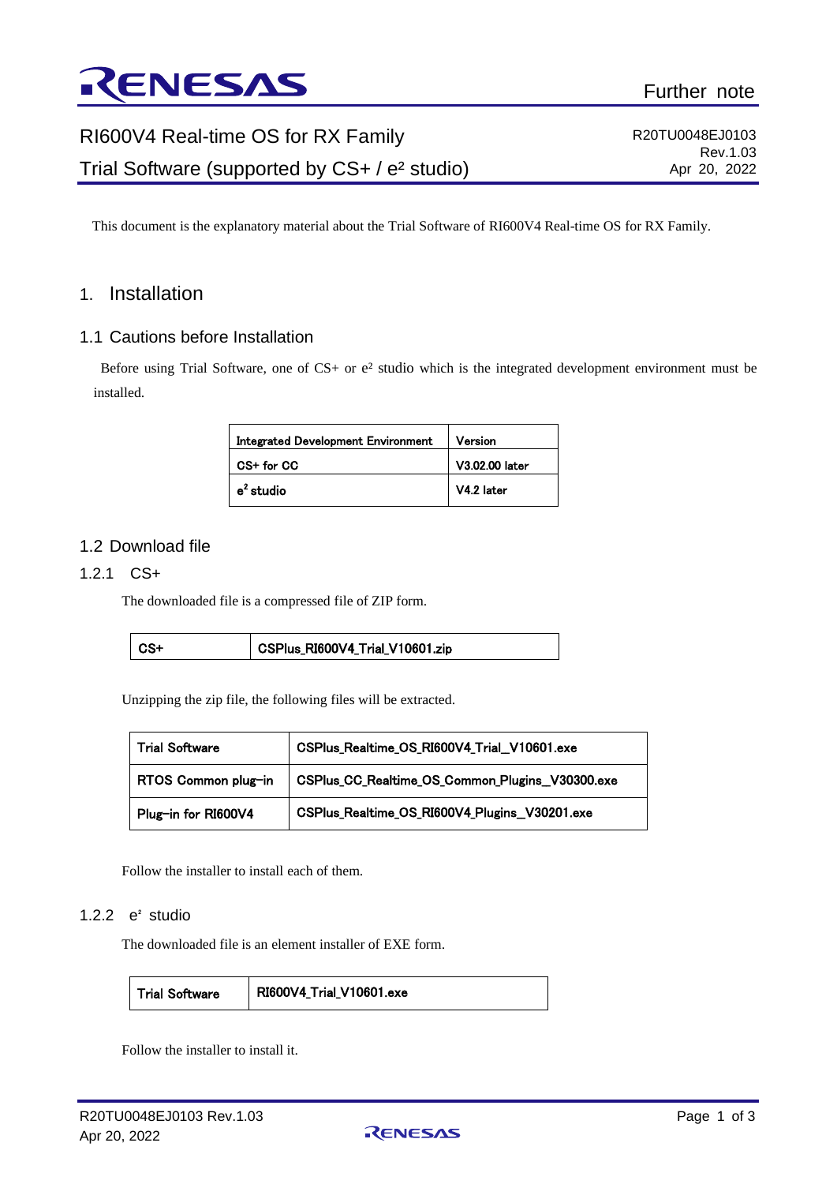Further note

# RI600V4 Real-time OS for RX Family

# Trial Software (supported by CS+ / e² studio)

R20TU0048EJ0103
Rev.1.03
Apr 20, 2022

This document is the explanatory material about the Trial Software of RI600V4 Real-time OS for RX Family.

## 1. Installation

### 1.1 Cautions before Installation

Before using Trial Software, one of CS+ or e² studio which is the integrated development environment must be installed.

| Integrated Development Environment | Version |
|---|---|
| CS+ for CC | V3.02.00 later |
| e² studio | V4.2 later |

### 1.2 Download file

#### 1.2.1 CS+

The downloaded file is a compressed file of ZIP form.

| CS+ | CSPlus_RI600V4_Trial_V10601.zip |
|---|---|

Unzipping the zip file, the following files will be extracted.

| Trial Software | CSPlus_Realtime_OS_RI600V4_Trial_V10601.exe |
|---|---|
| RTOS Common plug-in | CSPlus_CC_Realtime_OS_Common_Plugins_V30300.exe |
| Plug-in for RI600V4 | CSPlus_Realtime_OS_RI600V4_Plugins_V30201.exe |

Follow the installer to install each of them.

#### 1.2.2 e² studio

The downloaded file is an element installer of EXE form.

| Trial Software | RI600V4_Trial_V10601.exe |
|---|---|

Follow the installer to install it.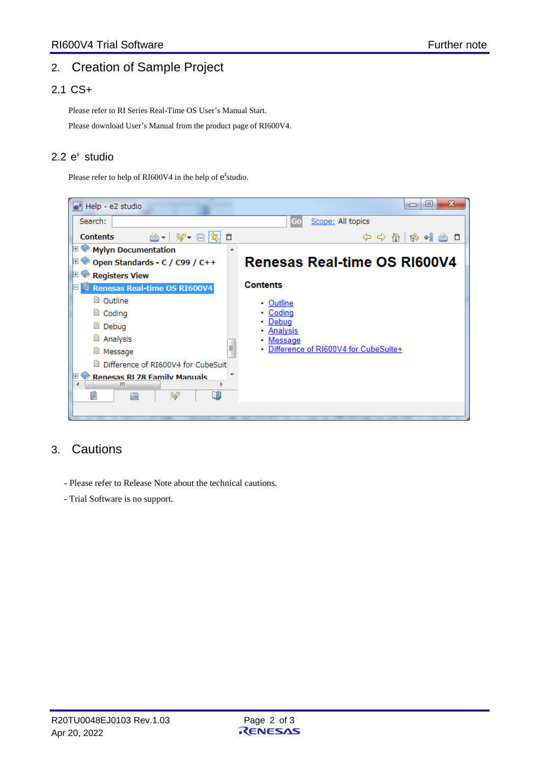## 2. Creation of Sample Project

### 2.1 CS+

Please refer to RI Series Real-Time OS User's Manual Start.

Please download User's Manual from the product page of RI600V4.

### 2.2 e² studio

Please refer to help of RI600V4 in the help of e²studio.

## 3. Cautions

- Please refer to Release Note about the technical cautions.
- Trial Software is no support.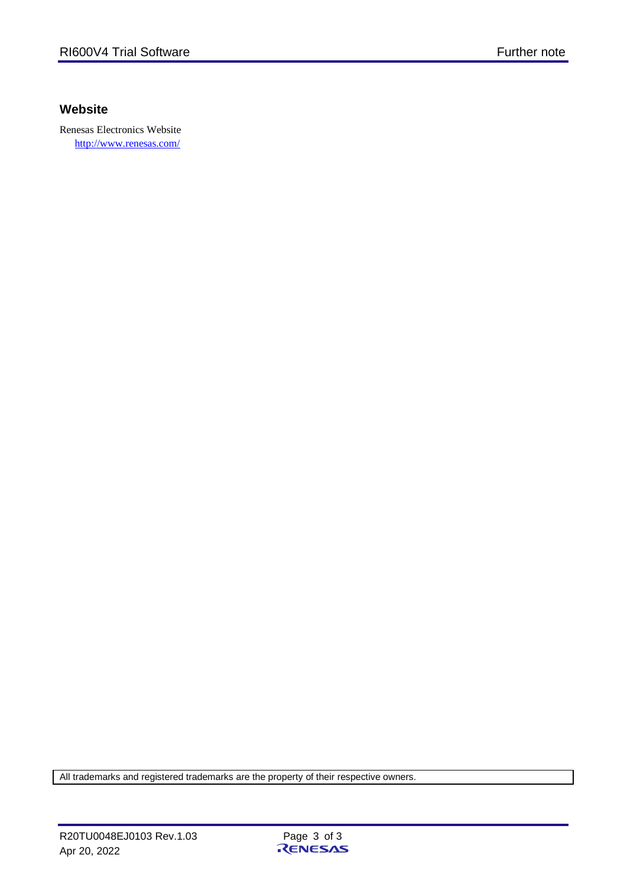## Website

Renesas Electronics Website
http://www.renesas.com/

All trademarks and registered trademarks are the property of their respective owners.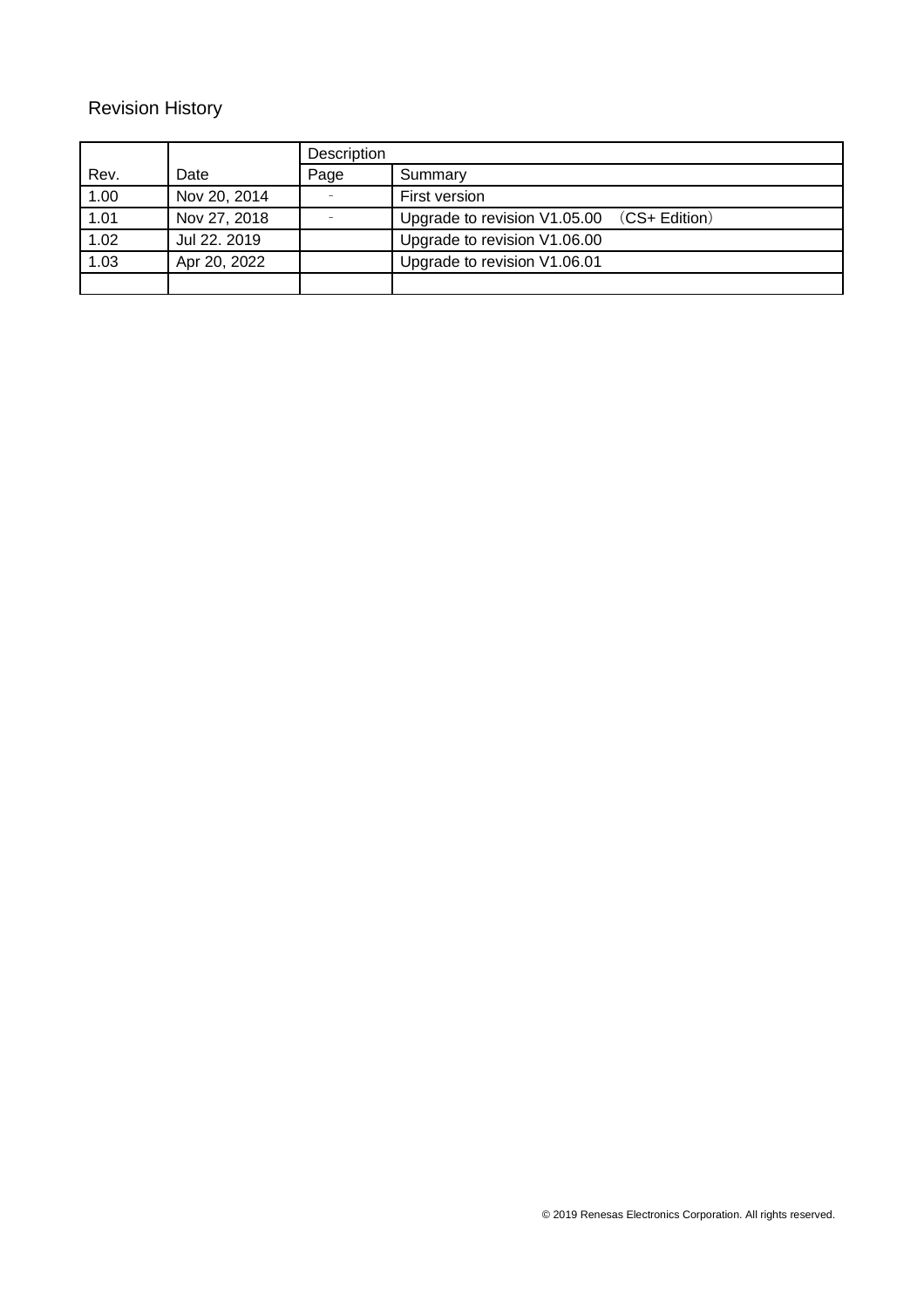# Revision History

| Rev. | Date | Description | |
|---|---|---|---|
| | | Page | Summary |
| 1.00 | Nov 20, 2014 | - | First version |
| 1.01 | Nov 27, 2018 | - | Upgrade to revision V1.05.00 （CS+ Edition） |
| 1.02 | Jul 22. 2019 | | Upgrade to revision V1.06.00 |
| 1.03 | Apr 20, 2022 | | Upgrade to revision V1.06.01 |
| | | | |

© 2019 Renesas Electronics Corporation. All rights reserved.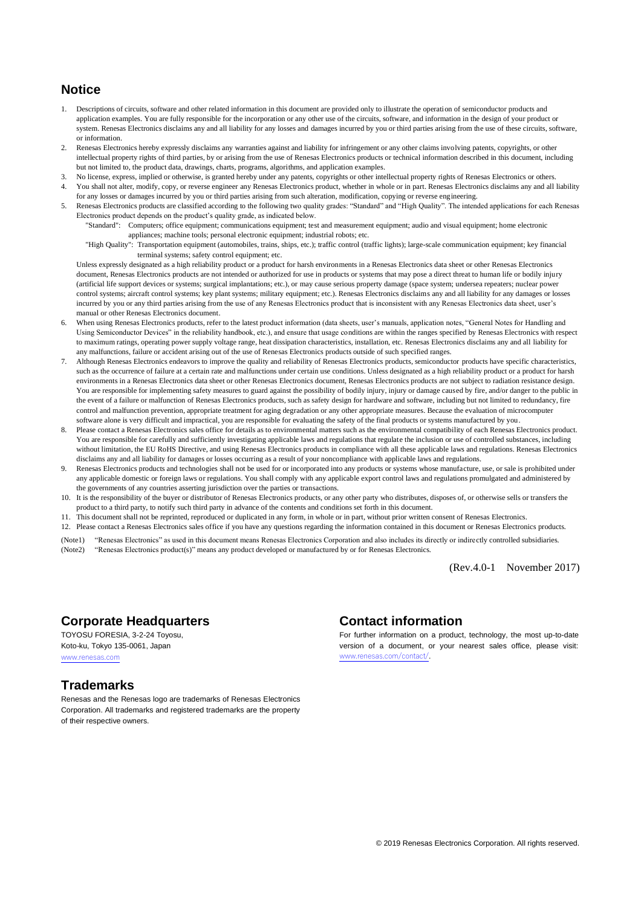## Notice

1. Descriptions of circuits, software and other related information in this document are provided only to illustrate the operation of semiconductor products and application examples. You are fully responsible for the incorporation or any other use of the circuits, software, and information in the design of your product or system. Renesas Electronics disclaims any and all liability for any losses and damages incurred by you or third parties arising from the use of these circuits, software, or information.
2. Renesas Electronics hereby expressly disclaims any warranties against and liability for infringement or any other claims involving patents, copyrights, or other intellectual property rights of third parties, by or arising from the use of Renesas Electronics products or technical information described in this document, including but not limited to, the product data, drawings, charts, programs, algorithms, and application examples.
3. No license, express, implied or otherwise, is granted hereby under any patents, copyrights or other intellectual property rights of Renesas Electronics or others.
4. You shall not alter, modify, copy, or reverse engineer any Renesas Electronics product, whether in whole or in part. Renesas Electronics disclaims any and all liability for any losses or damages incurred by you or third parties arising from such alteration, modification, copying or reverse engineering.
5. Renesas Electronics products are classified according to the following two quality grades: "Standard" and "High Quality". The intended applications for each Renesas Electronics product depends on the product's quality grade, as indicated below.
   "Standard": Computers; office equipment; communications equipment; test and measurement equipment; audio and visual equipment; home electronic appliances; machine tools; personal electronic equipment; industrial robots; etc.
   "High Quality": Transportation equipment (automobiles, trains, ships, etc.); traffic control (traffic lights); large-scale communication equipment; key financial terminal systems; safety control equipment; etc.
   Unless expressly designated as a high reliability product or a product for harsh environments in a Renesas Electronics data sheet or other Renesas Electronics document, Renesas Electronics products are not intended or authorized for use in products or systems that may pose a direct threat to human life or bodily injury (artificial life support devices or systems; surgical implantations; etc.), or may cause serious property damage (space system; undersea repeaters; nuclear power control systems; aircraft control systems; key plant systems; military equipment; etc.). Renesas Electronics disclaims any and all liability for any damages or losses incurred by you or any third parties arising from the use of any Renesas Electronics product that is inconsistent with any Renesas Electronics data sheet, user's manual or other Renesas Electronics document.
6. When using Renesas Electronics products, refer to the latest product information (data sheets, user's manuals, application notes, "General Notes for Handling and Using Semiconductor Devices" in the reliability handbook, etc.), and ensure that usage conditions are within the ranges specified by Renesas Electronics with respect to maximum ratings, operating power supply voltage range, heat dissipation characteristics, installation, etc. Renesas Electronics disclaims any and all liability for any malfunctions, failure or accident arising out of the use of Renesas Electronics products outside of such specified ranges.
7. Although Renesas Electronics endeavors to improve the quality and reliability of Renesas Electronics products, semiconductor products have specific characteristics, such as the occurrence of failure at a certain rate and malfunctions under certain use conditions. Unless designated as a high reliability product or a product for harsh environments in a Renesas Electronics data sheet or other Renesas Electronics document, Renesas Electronics products are not subject to radiation resistance design. You are responsible for implementing safety measures to guard against the possibility of bodily injury, injury or damage caused by fire, and/or danger to the public in the event of a failure or malfunction of Renesas Electronics products, such as safety design for hardware and software, including but not limited to redundancy, fire control and malfunction prevention, appropriate treatment for aging degradation or any other appropriate measures. Because the evaluation of microcomputer software alone is very difficult and impractical, you are responsible for evaluating the safety of the final products or systems manufactured by you.
8. Please contact a Renesas Electronics sales office for details as to environmental matters such as the environmental compatibility of each Renesas Electronics product. You are responsible for carefully and sufficiently investigating applicable laws and regulations that regulate the inclusion or use of controlled substances, including without limitation, the EU RoHS Directive, and using Renesas Electronics products in compliance with all these applicable laws and regulations. Renesas Electronics disclaims any and all liability for damages or losses occurring as a result of your noncompliance with applicable laws and regulations.
9. Renesas Electronics products and technologies shall not be used for or incorporated into any products or systems whose manufacture, use, or sale is prohibited under any applicable domestic or foreign laws or regulations. You shall comply with any applicable export control laws and regulations promulgated and administered by the governments of any countries asserting jurisdiction over the parties or transactions.
10. It is the responsibility of the buyer or distributor of Renesas Electronics products, or any other party who distributes, disposes of, or otherwise sells or transfers the product to a third party, to notify such third party in advance of the contents and conditions set forth in this document.
11. This document shall not be reprinted, reproduced or duplicated in any form, in whole or in part, without prior written consent of Renesas Electronics.
12. Please contact a Renesas Electronics sales office if you have any questions regarding the information contained in this document or Renesas Electronics products.

(Note1) "Renesas Electronics" as used in this document means Renesas Electronics Corporation and also includes its directly or indirectly controlled subsidiaries.
(Note2) "Renesas Electronics product(s)" means any product developed or manufactured by or for Renesas Electronics.

(Rev.4.0-1 November 2017)

## Corporate Headquarters

TOYOSU FORESIA, 3-2-24 Toyosu,
Koto-ku, Tokyo 135-0061, Japan
www.renesas.com

## Trademarks

Renesas and the Renesas logo are trademarks of Renesas Electronics Corporation. All trademarks and registered trademarks are the property of their respective owners.

## Contact information

For further information on a product, technology, the most up-to-date version of a document, or your nearest sales office, please visit: www.renesas.com/contact/.

© 2019 Renesas Electronics Corporation. All rights reserved.